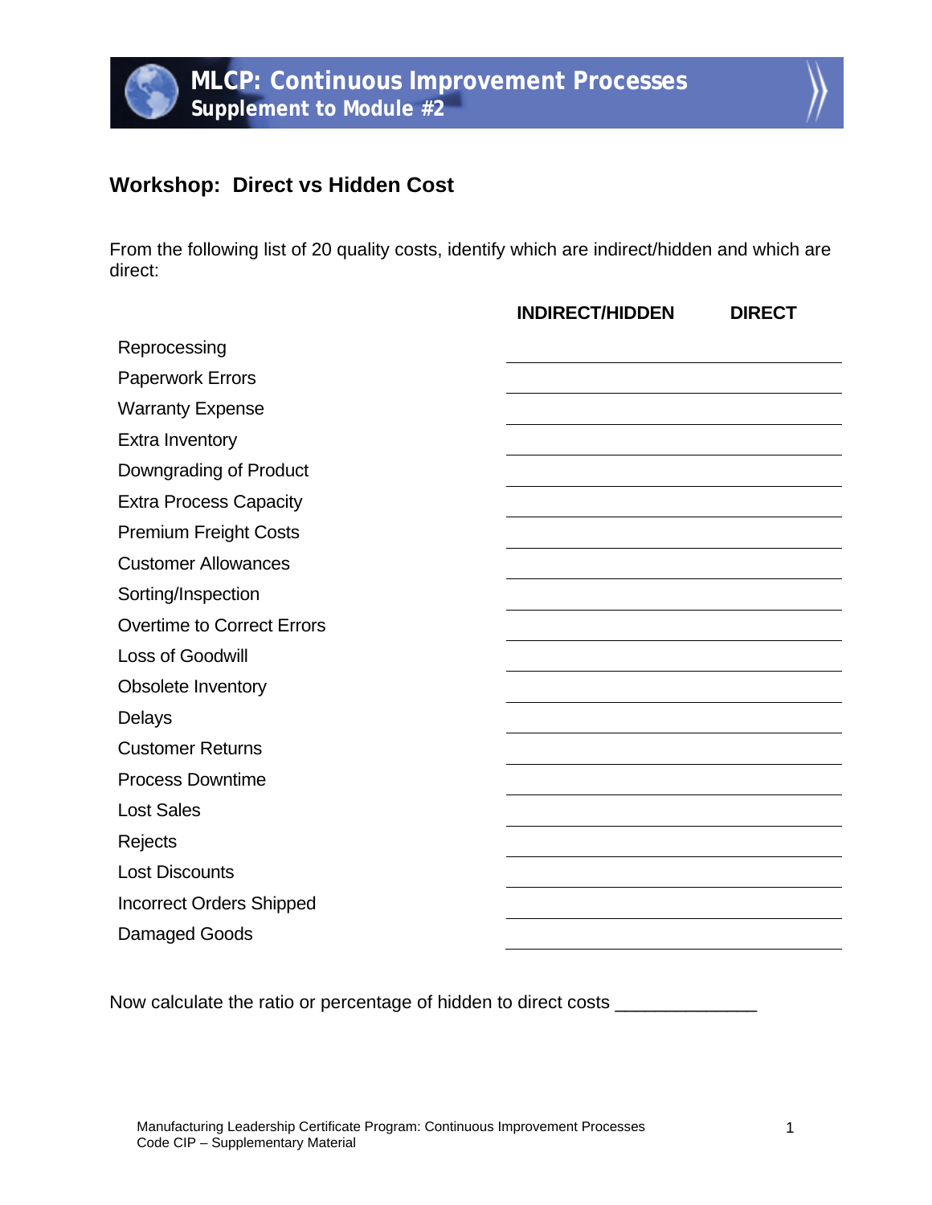# MLCP: Continuous Improvement Processes
## Supplement to Module #2

### Workshop: Direct vs Hidden Cost

From the following list of 20 quality costs, identify which are indirect/hidden and which are direct:

| | INDIRECT/HIDDEN | DIRECT |
|---|---|---|
| Reprocessing | | |
| Paperwork Errors | | |
| Warranty Expense | | |
| Extra Inventory | | |
| Downgrading of Product | | |
| Extra Process Capacity | | |
| Premium Freight Costs | | |
| Customer Allowances | | |
| Sorting/Inspection | | |
| Overtime to Correct Errors | | |
| Loss of Goodwill | | |
| Obsolete Inventory | | |
| Delays | | |
| Customer Returns | | |
| Process Downtime | | |
| Lost Sales | | |
| Rejects | | |
| Lost Discounts | | |
| Incorrect Orders Shipped | | |
| Damaged Goods | | |

Now calculate the ratio or percentage of hidden to direct costs _____________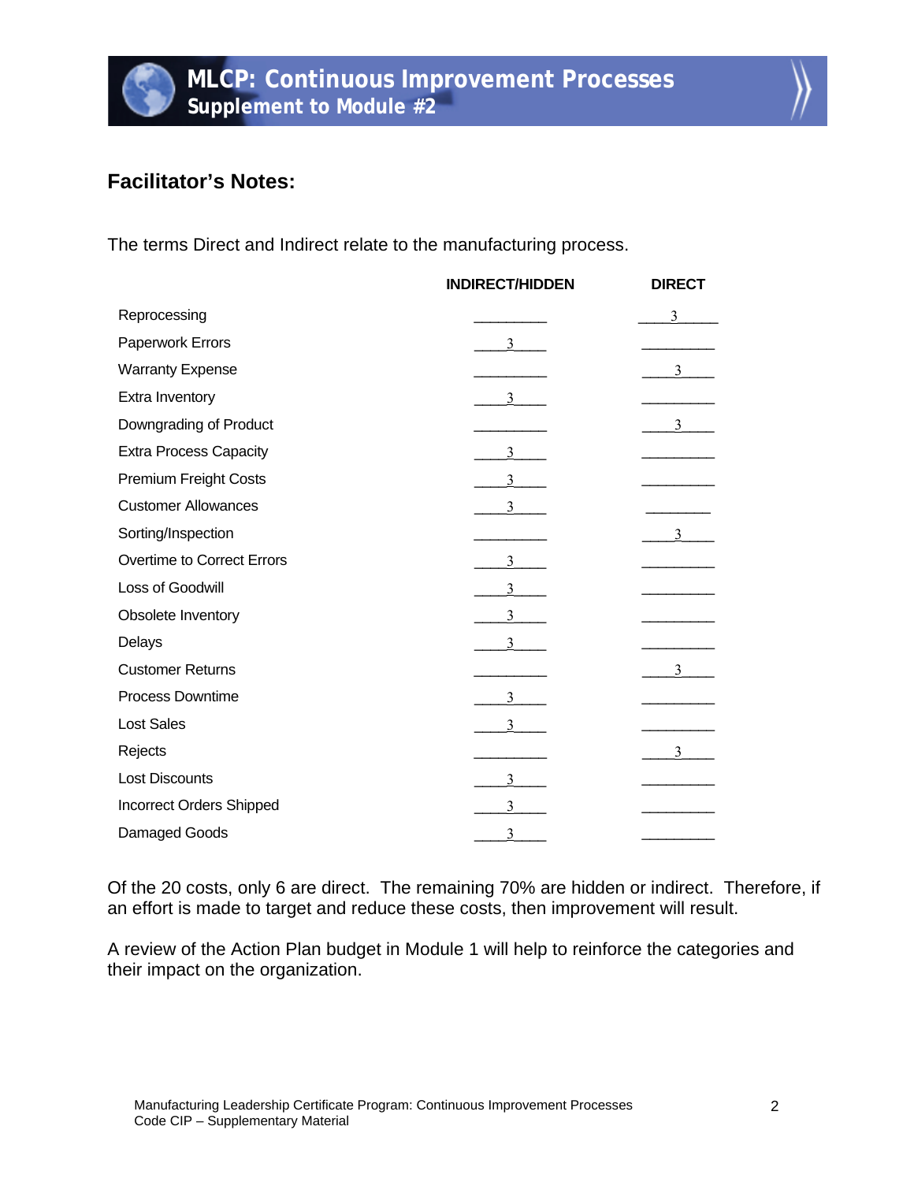## Facilitator's Notes:

The terms Direct and Indirect relate to the manufacturing process.

| | INDIRECT/HIDDEN | DIRECT |
|---|---|---|
| Reprocessing | | 3 |
| Paperwork Errors | 3 | |
| Warranty Expense | | 3 |
| Extra Inventory | 3 | |
| Downgrading of Product | | 3 |
| Extra Process Capacity | 3 | |
| Premium Freight Costs | 3 | |
| Customer Allowances | 3 | |
| Sorting/Inspection | | 3 |
| Overtime to Correct Errors | 3 | |
| Loss of Goodwill | 3 | |
| Obsolete Inventory | 3 | |
| Delays | 3 | |
| Customer Returns | | 3 |
| Process Downtime | 3 | |
| Lost Sales | 3 | |
| Rejects | | 3 |
| Lost Discounts | 3 | |
| Incorrect Orders Shipped | 3 | |
| Damaged Goods | 3 | |

Of the 20 costs, only 6 are direct. The remaining 70% are hidden or indirect. Therefore, if an effort is made to target and reduce these costs, then improvement will result.

A review of the Action Plan budget in Module 1 will help to reinforce the categories and their impact on the organization.